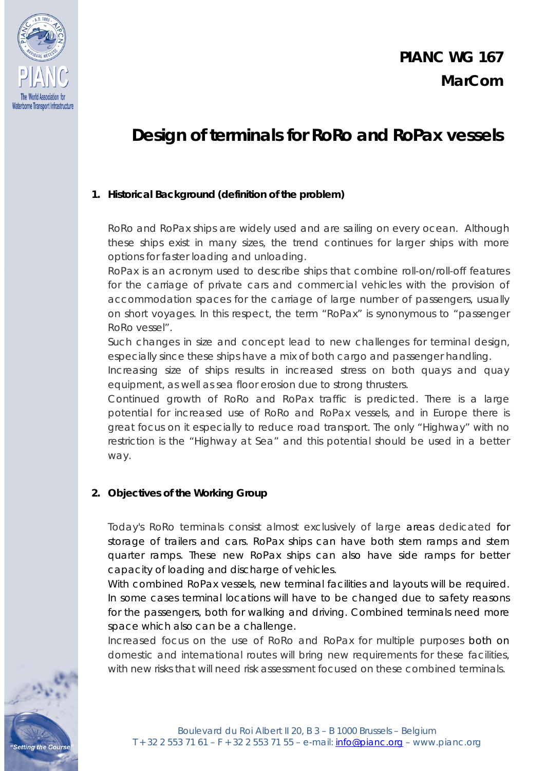**PIANC WG 167**
**MarCom**

# Design of terminals for RoRo and RoPax vessels

## 1. Historical Background (definition of the problem)

RoRo and RoPax ships are widely used and are sailing on every ocean. Although these ships exist in many sizes, the trend continues for larger ships with more options for faster loading and unloading.

RoPax is an acronym used to describe ships that combine roll-on/roll-off features for the carriage of private cars and commercial vehicles with the provision of accommodation spaces for the carriage of large number of passengers, usually on short voyages. In this respect, the term "RoPax" is synonymous to "passenger RoRo vessel".

Such changes in size and concept lead to new challenges for terminal design, especially since these ships have a mix of both cargo and passenger handling.

Increasing size of ships results in increased stress on both quays and quay equipment, as well as sea floor erosion due to strong thrusters.

Continued growth of RoRo and RoPax traffic is predicted. There is a large potential for increased use of RoRo and RoPax vessels, and in Europe there is great focus on it especially to reduce road transport. The only "Highway" with no restriction is the "Highway at Sea" and this potential should be used in a better way.

## 2. Objectives of the Working Group

Today's RoRo terminals consist almost exclusively of large areas dedicated for storage of trailers and cars. RoPax ships can have both stern ramps and stern quarter ramps. These new RoPax ships can also have side ramps for better capacity of loading and discharge of vehicles.

With combined RoPax vessels, new terminal facilities and layouts will be required. In some cases terminal locations will have to be changed due to safety reasons for the passengers, both for walking and driving. Combined terminals need more space which also can be a challenge.

Increased focus on the use of RoRo and RoPax for multiple purposes both on domestic and international routes will bring new requirements for these facilities, with new risks that will need risk assessment focused on these combined terminals.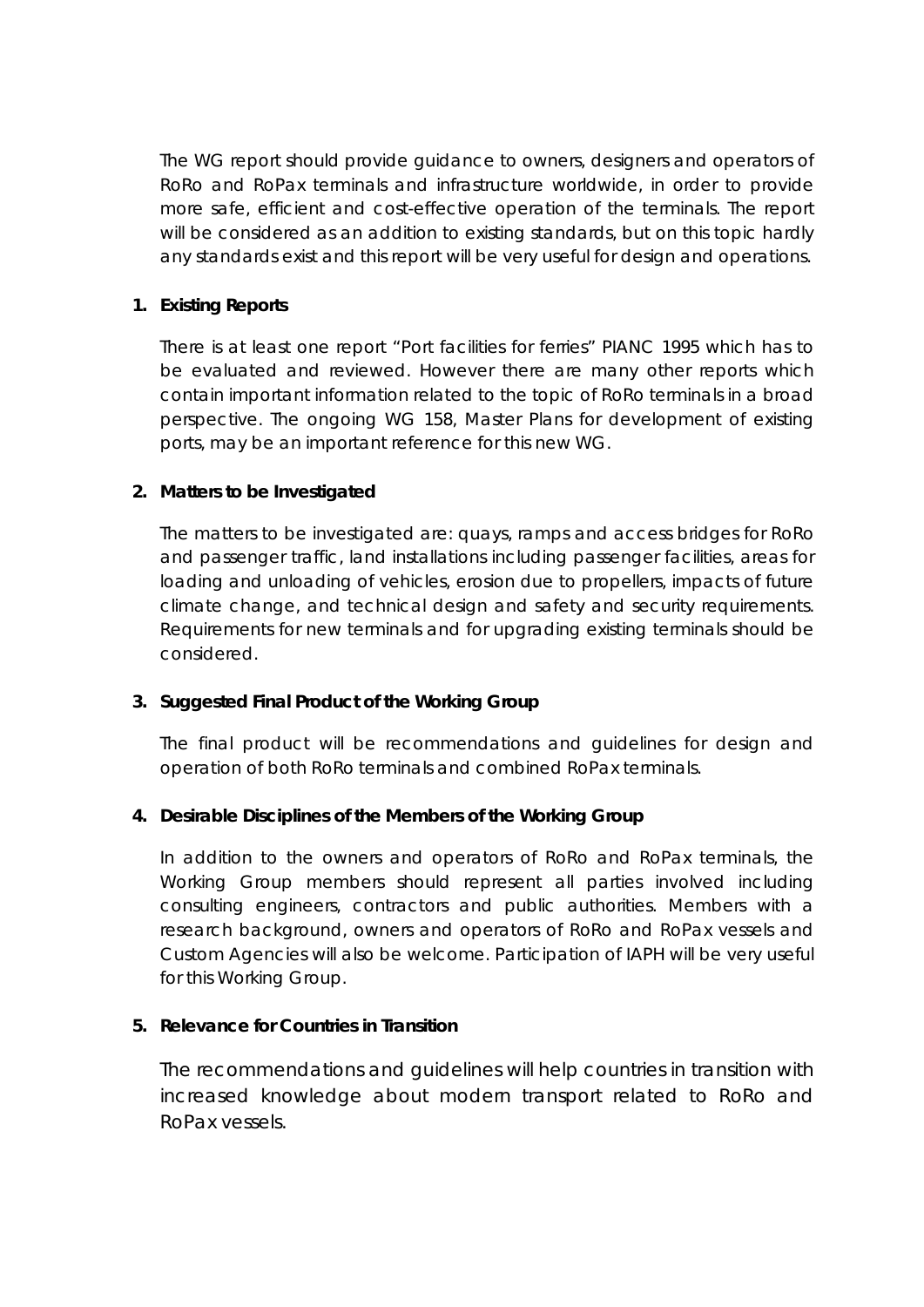The WG report should provide guidance to owners, designers and operators of RoRo and RoPax terminals and infrastructure worldwide, in order to provide more safe, efficient and cost-effective operation of the terminals. The report will be considered as an addition to existing standards, but on this topic hardly any standards exist and this report will be very useful for design and operations.

**1. Existing Reports**

There is at least one report "Port facilities for ferries" PIANC 1995 which has to be evaluated and reviewed. However there are many other reports which contain important information related to the topic of RoRo terminals in a broad perspective. The ongoing WG 158, Master Plans for development of existing ports, may be an important reference for this new WG.

**2. Matters to be Investigated**

The matters to be investigated are: quays, ramps and access bridges for RoRo and passenger traffic, land installations including passenger facilities, areas for loading and unloading of vehicles, erosion due to propellers, impacts of future climate change, and technical design and safety and security requirements. Requirements for new terminals and for upgrading existing terminals should be considered.

**3. Suggested Final Product of the Working Group**

The final product will be recommendations and guidelines for design and operation of both RoRo terminals and combined RoPax terminals.

**4. Desirable Disciplines of the Members of the Working Group**

In addition to the owners and operators of RoRo and RoPax terminals, the Working Group members should represent all parties involved including consulting engineers, contractors and public authorities. Members with a research background, owners and operators of RoRo and RoPax vessels and Custom Agencies will also be welcome. Participation of IAPH will be very useful for this Working Group.

**5. Relevance for Countries in Transition**

The recommendations and guidelines will help countries in transition with increased knowledge about modern transport related to RoRo and RoPax vessels.